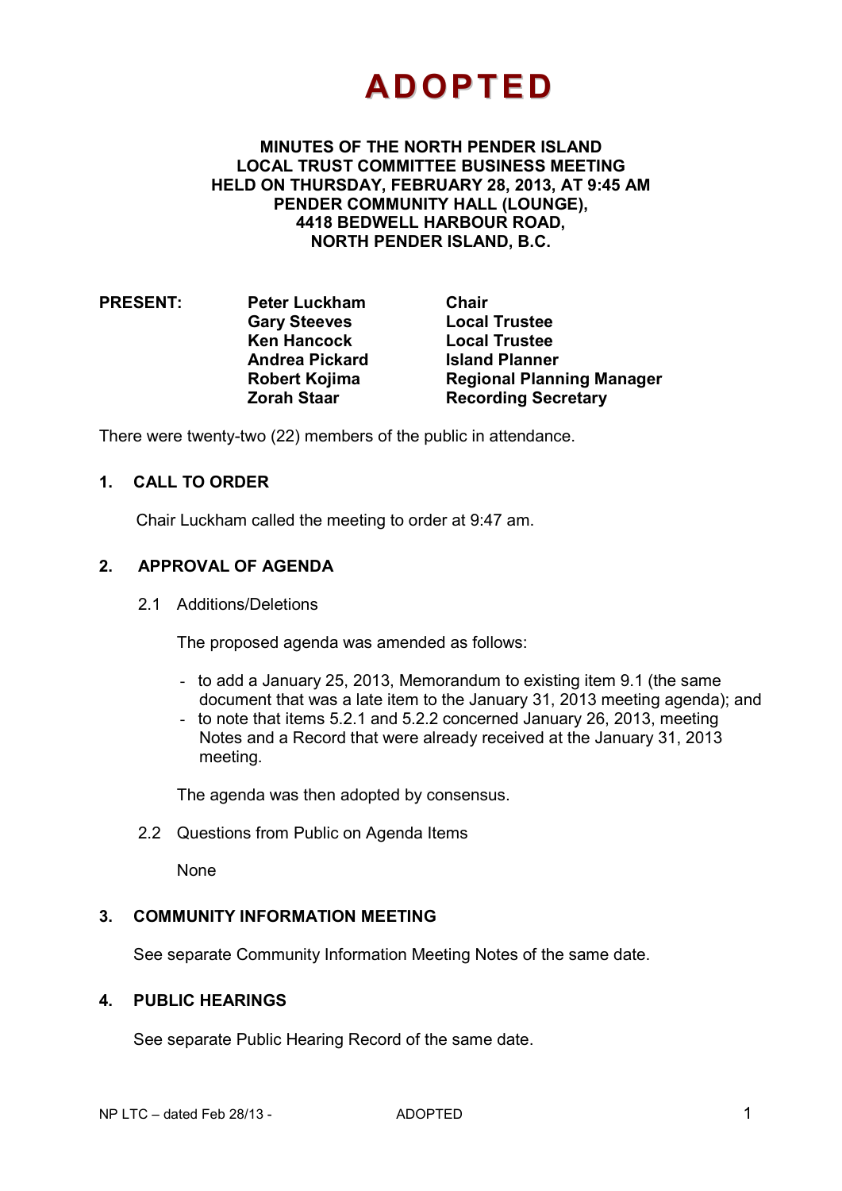# ADOPTED

**MINUTES OF THE NORTH PENDER ISLAND LOCAL TRUST COMMITTEE BUSINESS MEETING HELD ON THURSDAY, FEBRUARY 28, 2013, AT 9:45 AM PENDER COMMUNITY HALL (LOUNGE), 4418 BEDWELL HARBOUR ROAD, NORTH PENDER ISLAND, B.C.**

| **PRESENT:** | **Peter Luckham** | **Chair** |
|---|---|---|
| | **Gary Steeves** | **Local Trustee** |
| | **Ken Hancock** | **Local Trustee** |
| | **Andrea Pickard** | **Island Planner** |
| | **Robert Kojima** | **Regional Planning Manager** |
| | **Zorah Staar** | **Recording Secretary** |

There were twenty-two (22) members of the public in attendance.

## 1. CALL TO ORDER

Chair Luckham called the meeting to order at 9:47 am.

## 2. APPROVAL OF AGENDA

2.1 Additions/Deletions

The proposed agenda was amended as follows:

- to add a January 25, 2013, Memorandum to existing item 9.1 (the same document that was a late item to the January 31, 2013 meeting agenda); and
- to note that items 5.2.1 and 5.2.2 concerned January 26, 2013, meeting Notes and a Record that were already received at the January 31, 2013 meeting.

The agenda was then adopted by consensus.

2.2 Questions from Public on Agenda Items

None

## 3. COMMUNITY INFORMATION MEETING

See separate Community Information Meeting Notes of the same date.

## 4. PUBLIC HEARINGS

See separate Public Hearing Record of the same date.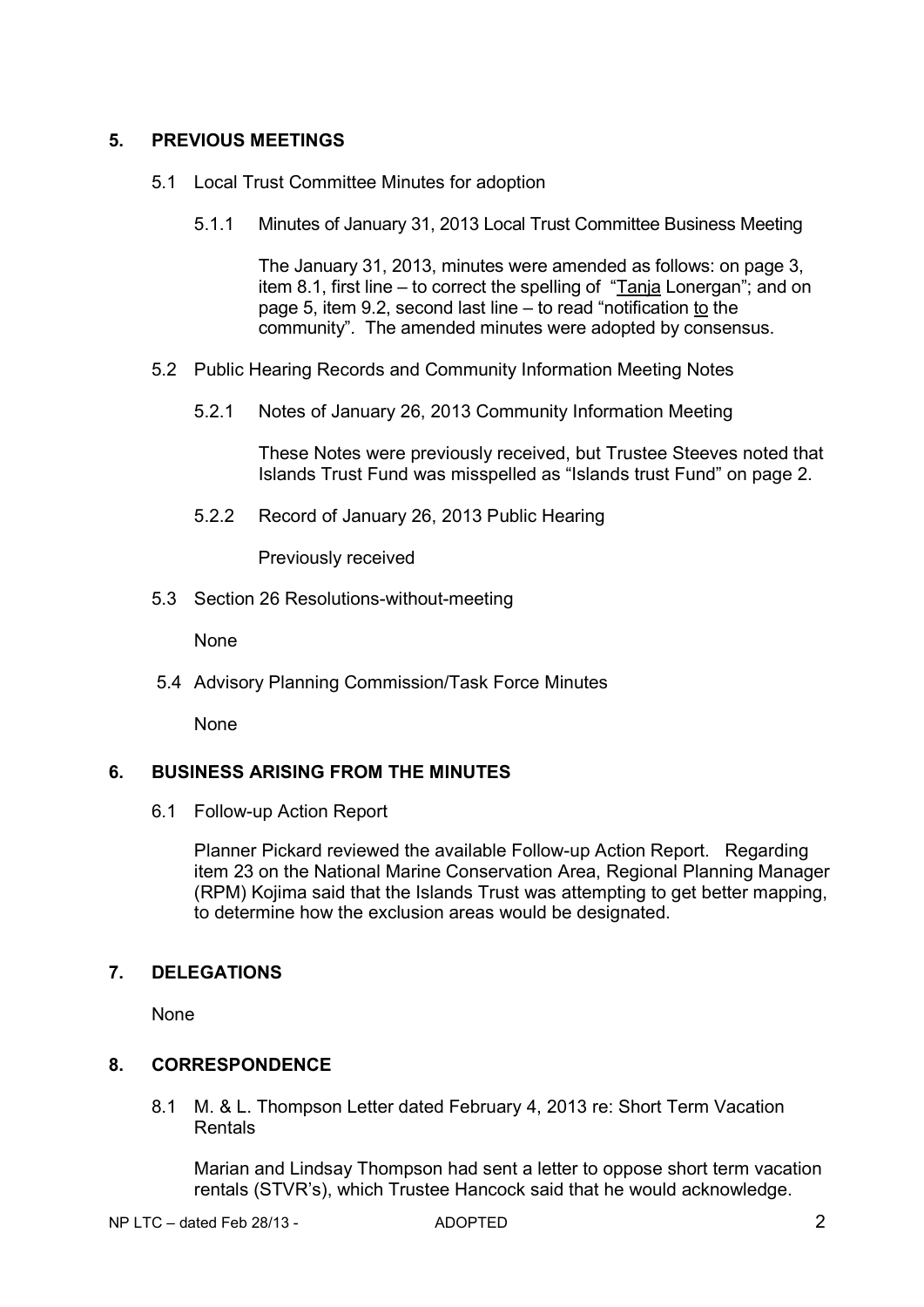## 5. PREVIOUS MEETINGS

5.1 Local Trust Committee Minutes for adoption

5.1.1 Minutes of January 31, 2013 Local Trust Committee Business Meeting

The January 31, 2013, minutes were amended as follows: on page 3, item 8.1, first line – to correct the spelling of "Tanja Lonergan"; and on page 5, item 9.2, second last line – to read "notification to the community". The amended minutes were adopted by consensus.

5.2 Public Hearing Records and Community Information Meeting Notes

5.2.1 Notes of January 26, 2013 Community Information Meeting

These Notes were previously received, but Trustee Steeves noted that Islands Trust Fund was misspelled as "Islands trust Fund" on page 2.

5.2.2 Record of January 26, 2013 Public Hearing

Previously received

5.3 Section 26 Resolutions-without-meeting

None

5.4 Advisory Planning Commission/Task Force Minutes

None

## 6. BUSINESS ARISING FROM THE MINUTES

6.1 Follow-up Action Report

Planner Pickard reviewed the available Follow-up Action Report. Regarding item 23 on the National Marine Conservation Area, Regional Planning Manager (RPM) Kojima said that the Islands Trust was attempting to get better mapping, to determine how the exclusion areas would be designated.

## 7. DELEGATIONS

None

## 8. CORRESPONDENCE

8.1 M. & L. Thompson Letter dated February 4, 2013 re: Short Term Vacation Rentals

Marian and Lindsay Thompson had sent a letter to oppose short term vacation rentals (STVR's), which Trustee Hancock said that he would acknowledge.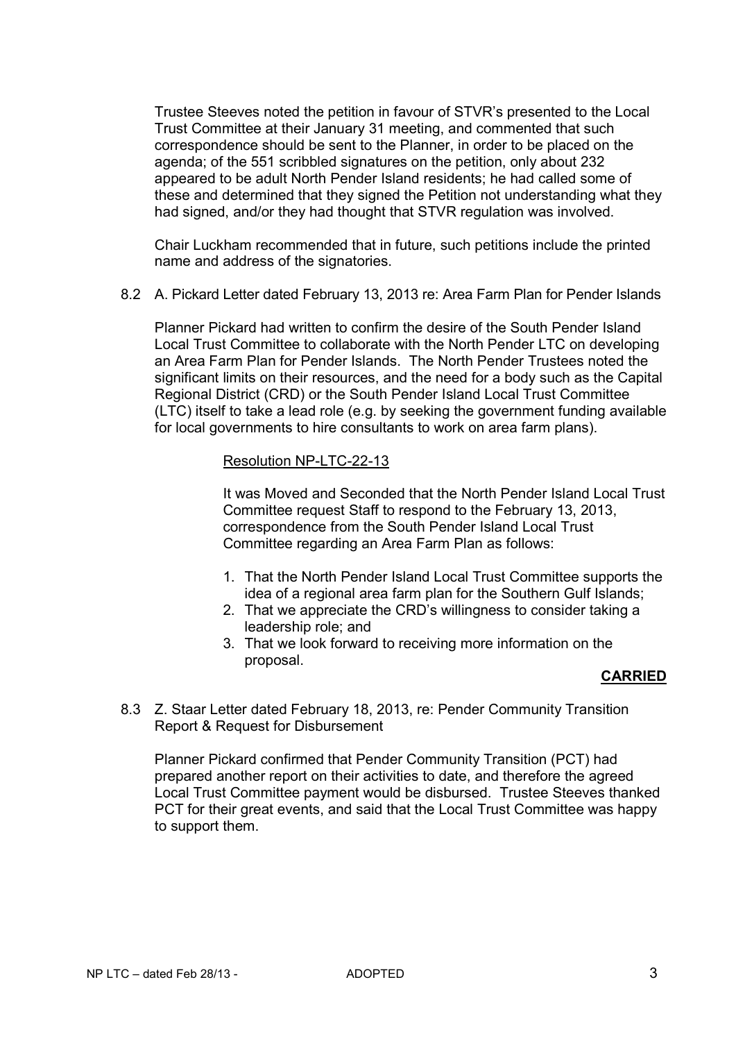Trustee Steeves noted the petition in favour of STVR's presented to the Local Trust Committee at their January 31 meeting, and commented that such correspondence should be sent to the Planner, in order to be placed on the agenda; of the 551 scribbled signatures on the petition, only about 232 appeared to be adult North Pender Island residents; he had called some of these and determined that they signed the Petition not understanding what they had signed, and/or they had thought that STVR regulation was involved.

Chair Luckham recommended that in future, such petitions include the printed name and address of the signatories.

8.2 A. Pickard Letter dated February 13, 2013 re: Area Farm Plan for Pender Islands

Planner Pickard had written to confirm the desire of the South Pender Island Local Trust Committee to collaborate with the North Pender LTC on developing an Area Farm Plan for Pender Islands. The North Pender Trustees noted the significant limits on their resources, and the need for a body such as the Capital Regional District (CRD) or the South Pender Island Local Trust Committee (LTC) itself to take a lead role (e.g. by seeking the government funding available for local governments to hire consultants to work on area farm plans).

Resolution NP-LTC-22-13

It was Moved and Seconded that the North Pender Island Local Trust Committee request Staff to respond to the February 13, 2013, correspondence from the South Pender Island Local Trust Committee regarding an Area Farm Plan as follows:

1. That the North Pender Island Local Trust Committee supports the idea of a regional area farm plan for the Southern Gulf Islands;
2. That we appreciate the CRD's willingness to consider taking a leadership role; and
3. That we look forward to receiving more information on the proposal.

**CARRIED**

8.3 Z. Staar Letter dated February 18, 2013, re: Pender Community Transition Report & Request for Disbursement

Planner Pickard confirmed that Pender Community Transition (PCT) had prepared another report on their activities to date, and therefore the agreed Local Trust Committee payment would be disbursed. Trustee Steeves thanked PCT for their great events, and said that the Local Trust Committee was happy to support them.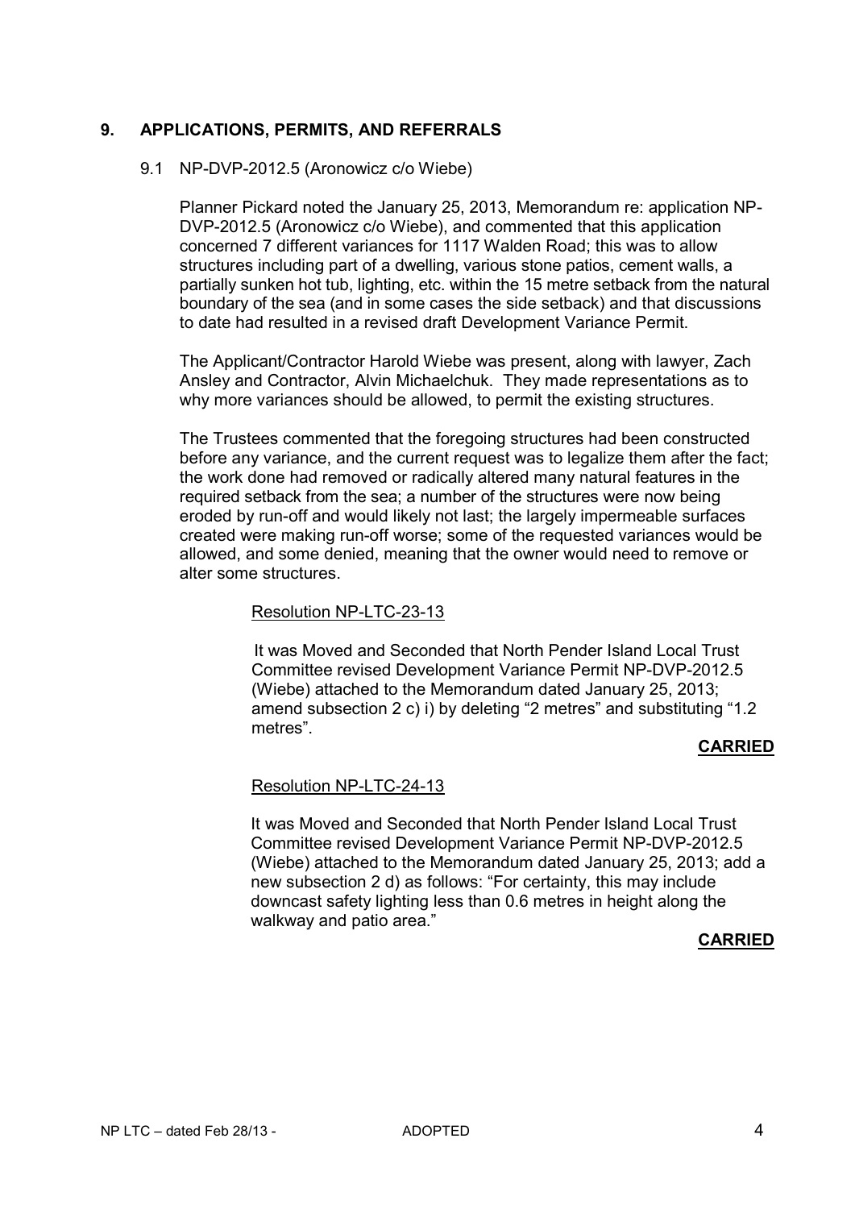## 9. APPLICATIONS, PERMITS, AND REFERRALS

### 9.1 NP-DVP-2012.5 (Aronowicz c/o Wiebe)

Planner Pickard noted the January 25, 2013, Memorandum re: application NP-DVP-2012.5 (Aronowicz c/o Wiebe), and commented that this application concerned 7 different variances for 1117 Walden Road; this was to allow structures including part of a dwelling, various stone patios, cement walls, a partially sunken hot tub, lighting, etc. within the 15 metre setback from the natural boundary of the sea (and in some cases the side setback) and that discussions to date had resulted in a revised draft Development Variance Permit.

The Applicant/Contractor Harold Wiebe was present, along with lawyer, Zach Ansley and Contractor, Alvin Michaelchuk. They made representations as to why more variances should be allowed, to permit the existing structures.

The Trustees commented that the foregoing structures had been constructed before any variance, and the current request was to legalize them after the fact; the work done had removed or radically altered many natural features in the required setback from the sea; a number of the structures were now being eroded by run-off and would likely not last; the largely impermeable surfaces created were making run-off worse; some of the requested variances would be allowed, and some denied, meaning that the owner would need to remove or alter some structures.

Resolution NP-LTC-23-13

It was Moved and Seconded that North Pender Island Local Trust Committee revised Development Variance Permit NP-DVP-2012.5 (Wiebe) attached to the Memorandum dated January 25, 2013; amend subsection 2 c) i) by deleting "2 metres" and substituting "1.2 metres".

**CARRIED**

Resolution NP-LTC-24-13

It was Moved and Seconded that North Pender Island Local Trust Committee revised Development Variance Permit NP-DVP-2012.5 (Wiebe) attached to the Memorandum dated January 25, 2013; add a new subsection 2 d) as follows: "For certainty, this may include downcast safety lighting less than 0.6 metres in height along the walkway and patio area."

**CARRIED**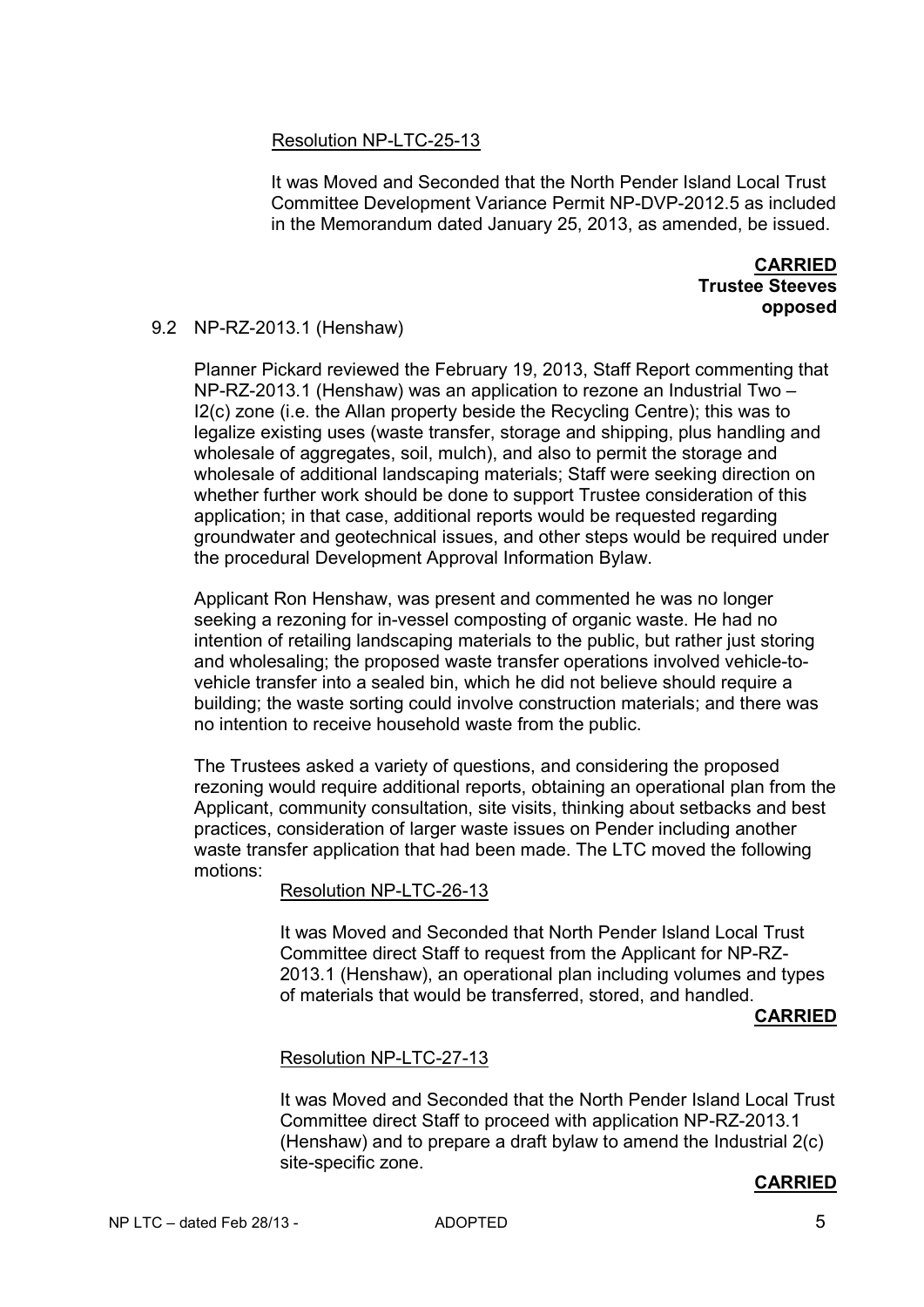Resolution NP-LTC-25-13

It was Moved and Seconded that the North Pender Island Local Trust Committee Development Variance Permit NP-DVP-2012.5 as included in the Memorandum dated January 25, 2013, as amended, be issued.

**CARRIED**
**Trustee Steeves opposed**

9.2 NP-RZ-2013.1 (Henshaw)

Planner Pickard reviewed the February 19, 2013, Staff Report commenting that NP-RZ-2013.1 (Henshaw) was an application to rezone an Industrial Two – I2(c) zone (i.e. the Allan property beside the Recycling Centre); this was to legalize existing uses (waste transfer, storage and shipping, plus handling and wholesale of aggregates, soil, mulch), and also to permit the storage and wholesale of additional landscaping materials; Staff were seeking direction on whether further work should be done to support Trustee consideration of this application; in that case, additional reports would be requested regarding groundwater and geotechnical issues, and other steps would be required under the procedural Development Approval Information Bylaw.

Applicant Ron Henshaw, was present and commented he was no longer seeking a rezoning for in-vessel composting of organic waste. He had no intention of retailing landscaping materials to the public, but rather just storing and wholesaling; the proposed waste transfer operations involved vehicle-to-vehicle transfer into a sealed bin, which he did not believe should require a building; the waste sorting could involve construction materials; and there was no intention to receive household waste from the public.

The Trustees asked a variety of questions, and considering the proposed rezoning would require additional reports, obtaining an operational plan from the Applicant, community consultation, site visits, thinking about setbacks and best practices, consideration of larger waste issues on Pender including another waste transfer application that had been made. The LTC moved the following motions:

Resolution NP-LTC-26-13

It was Moved and Seconded that North Pender Island Local Trust Committee direct Staff to request from the Applicant for NP-RZ-2013.1 (Henshaw), an operational plan including volumes and types of materials that would be transferred, stored, and handled.

**CARRIED**

Resolution NP-LTC-27-13

It was Moved and Seconded that the North Pender Island Local Trust Committee direct Staff to proceed with application NP-RZ-2013.1 (Henshaw) and to prepare a draft bylaw to amend the Industrial 2(c) site-specific zone.

**CARRIED**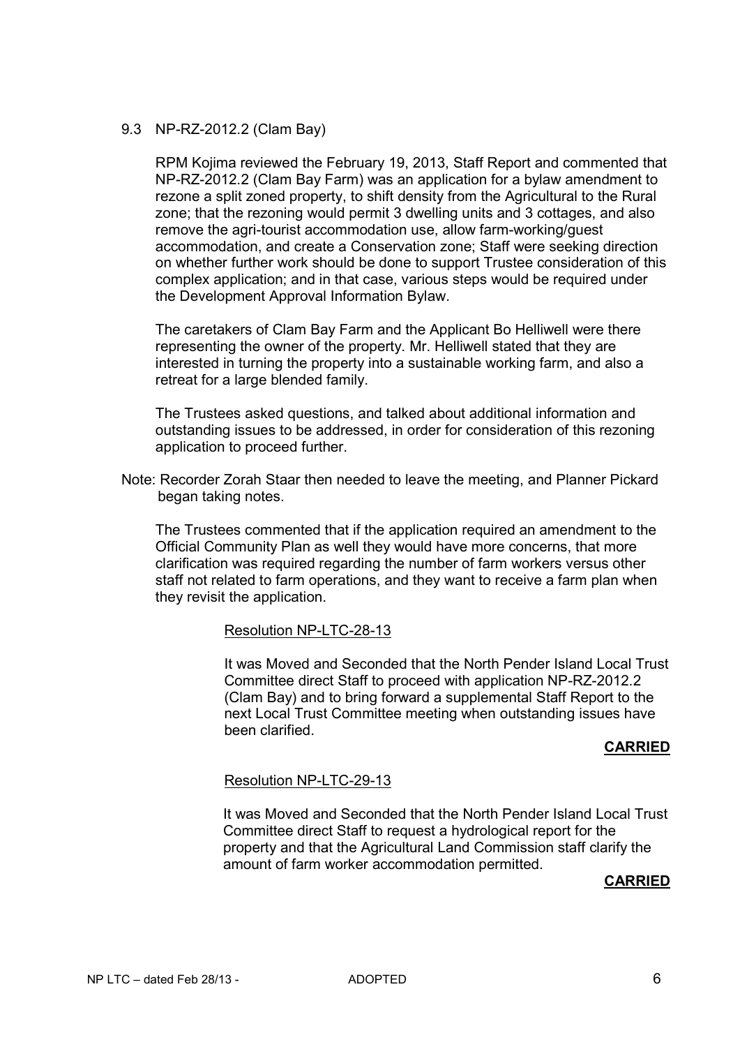9.3 NP-RZ-2012.2 (Clam Bay)

RPM Kojima reviewed the February 19, 2013, Staff Report and commented that NP-RZ-2012.2 (Clam Bay Farm) was an application for a bylaw amendment to rezone a split zoned property, to shift density from the Agricultural to the Rural zone; that the rezoning would permit 3 dwelling units and 3 cottages, and also remove the agri-tourist accommodation use, allow farm-working/guest accommodation, and create a Conservation zone; Staff were seeking direction on whether further work should be done to support Trustee consideration of this complex application; and in that case, various steps would be required under the Development Approval Information Bylaw.

The caretakers of Clam Bay Farm and the Applicant Bo Helliwell were there representing the owner of the property. Mr. Helliwell stated that they are interested in turning the property into a sustainable working farm, and also a retreat for a large blended family.

The Trustees asked questions, and talked about additional information and outstanding issues to be addressed, in order for consideration of this rezoning application to proceed further.

Note: Recorder Zorah Staar then needed to leave the meeting, and Planner Pickard began taking notes.

The Trustees commented that if the application required an amendment to the Official Community Plan as well they would have more concerns, that more clarification was required regarding the number of farm workers versus other staff not related to farm operations, and they want to receive a farm plan when they revisit the application.

Resolution NP-LTC-28-13

It was Moved and Seconded that the North Pender Island Local Trust Committee direct Staff to proceed with application NP-RZ-2012.2 (Clam Bay) and to bring forward a supplemental Staff Report to the next Local Trust Committee meeting when outstanding issues have been clarified.

**CARRIED**

Resolution NP-LTC-29-13

It was Moved and Seconded that the North Pender Island Local Trust Committee direct Staff to request a hydrological report for the property and that the Agricultural Land Commission staff clarify the amount of farm worker accommodation permitted.

**CARRIED**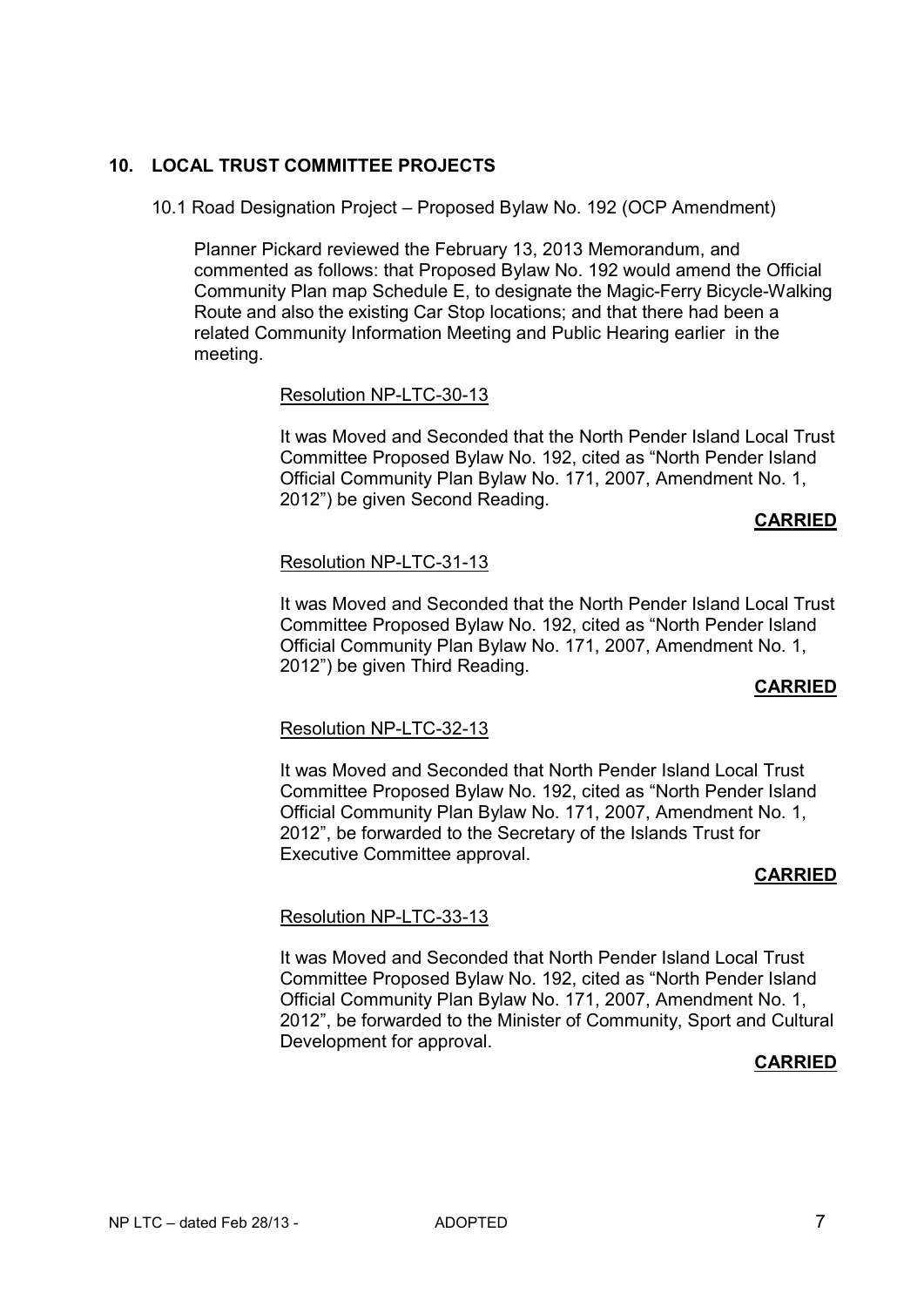## 10. LOCAL TRUST COMMITTEE PROJECTS

### 10.1 Road Designation Project – Proposed Bylaw No. 192 (OCP Amendment)

Planner Pickard reviewed the February 13, 2013 Memorandum, and commented as follows: that Proposed Bylaw No. 192 would amend the Official Community Plan map Schedule E, to designate the Magic-Ferry Bicycle-Walking Route and also the existing Car Stop locations; and that there had been a related Community Information Meeting and Public Hearing earlier in the meeting.

Resolution NP-LTC-30-13

It was Moved and Seconded that the North Pender Island Local Trust Committee Proposed Bylaw No. 192, cited as "North Pender Island Official Community Plan Bylaw No. 171, 2007, Amendment No. 1, 2012") be given Second Reading.

**CARRIED**

Resolution NP-LTC-31-13

It was Moved and Seconded that the North Pender Island Local Trust Committee Proposed Bylaw No. 192, cited as "North Pender Island Official Community Plan Bylaw No. 171, 2007, Amendment No. 1, 2012") be given Third Reading.

**CARRIED**

Resolution NP-LTC-32-13

It was Moved and Seconded that North Pender Island Local Trust Committee Proposed Bylaw No. 192, cited as "North Pender Island Official Community Plan Bylaw No. 171, 2007, Amendment No. 1, 2012", be forwarded to the Secretary of the Islands Trust for Executive Committee approval.

**CARRIED**

Resolution NP-LTC-33-13

It was Moved and Seconded that North Pender Island Local Trust Committee Proposed Bylaw No. 192, cited as "North Pender Island Official Community Plan Bylaw No. 171, 2007, Amendment No. 1, 2012", be forwarded to the Minister of Community, Sport and Cultural Development for approval.

**CARRIED**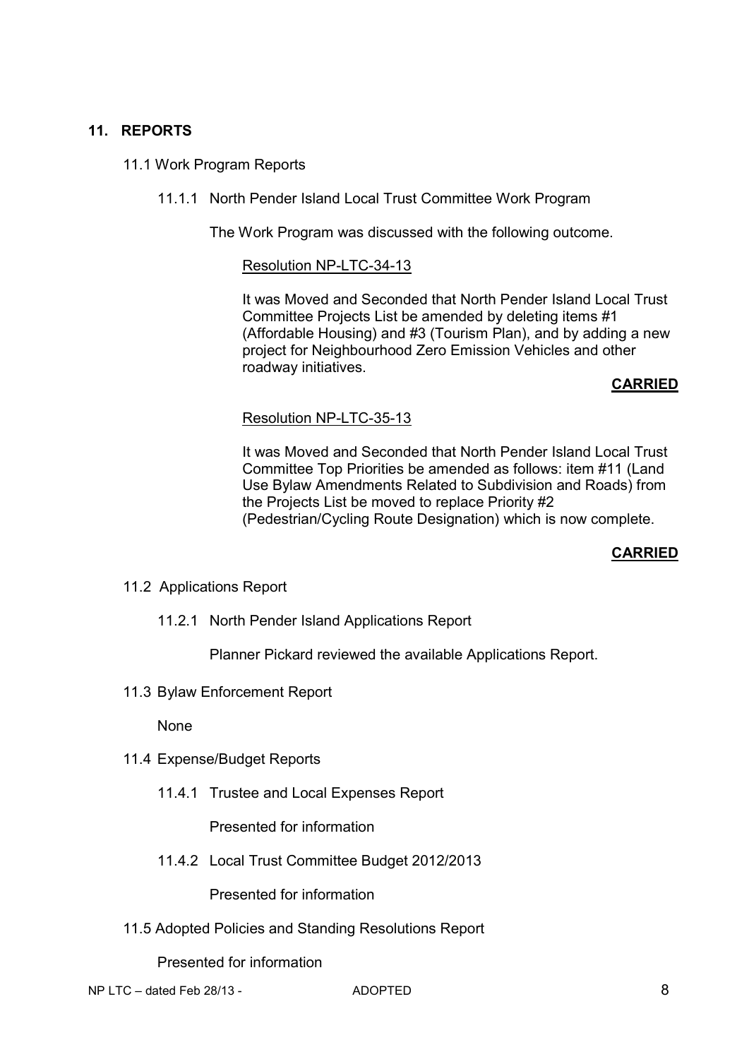## 11. REPORTS

### 11.1 Work Program Reports

#### 11.1.1 North Pender Island Local Trust Committee Work Program

The Work Program was discussed with the following outcome.

Resolution NP-LTC-34-13

It was Moved and Seconded that North Pender Island Local Trust Committee Projects List be amended by deleting items #1 (Affordable Housing) and #3 (Tourism Plan), and by adding a new project for Neighbourhood Zero Emission Vehicles and other roadway initiatives.

**CARRIED**

Resolution NP-LTC-35-13

It was Moved and Seconded that North Pender Island Local Trust Committee Top Priorities be amended as follows: item #11 (Land Use Bylaw Amendments Related to Subdivision and Roads) from the Projects List be moved to replace Priority #2 (Pedestrian/Cycling Route Designation) which is now complete.

**CARRIED**

### 11.2 Applications Report

#### 11.2.1 North Pender Island Applications Report

Planner Pickard reviewed the available Applications Report.

### 11.3 Bylaw Enforcement Report

None

### 11.4 Expense/Budget Reports

#### 11.4.1 Trustee and Local Expenses Report

Presented for information

#### 11.4.2 Local Trust Committee Budget 2012/2013

Presented for information

### 11.5 Adopted Policies and Standing Resolutions Report

Presented for information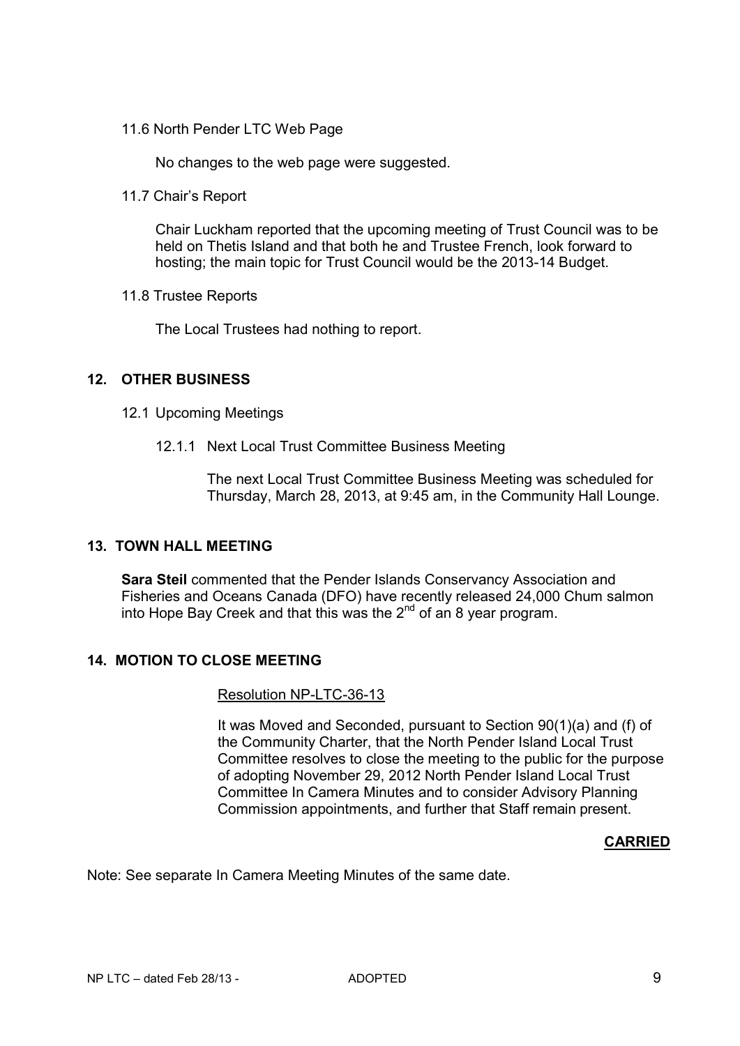11.6 North Pender LTC Web Page

No changes to the web page were suggested.

11.7 Chair's Report

Chair Luckham reported that the upcoming meeting of Trust Council was to be held on Thetis Island and that both he and Trustee French, look forward to hosting; the main topic for Trust Council would be the 2013-14 Budget.

11.8 Trustee Reports

The Local Trustees had nothing to report.

## 12. OTHER BUSINESS

12.1 Upcoming Meetings

12.1.1 Next Local Trust Committee Business Meeting

The next Local Trust Committee Business Meeting was scheduled for Thursday, March 28, 2013, at 9:45 am, in the Community Hall Lounge.

## 13. TOWN HALL MEETING

**Sara Steil** commented that the Pender Islands Conservancy Association and Fisheries and Oceans Canada (DFO) have recently released 24,000 Chum salmon into Hope Bay Creek and that this was the 2nd of an 8 year program.

## 14. MOTION TO CLOSE MEETING

Resolution NP-LTC-36-13

It was Moved and Seconded, pursuant to Section 90(1)(a) and (f) of the Community Charter, that the North Pender Island Local Trust Committee resolves to close the meeting to the public for the purpose of adopting November 29, 2012 North Pender Island Local Trust Committee In Camera Minutes and to consider Advisory Planning Commission appointments, and further that Staff remain present.

**CARRIED**

Note: See separate In Camera Meeting Minutes of the same date.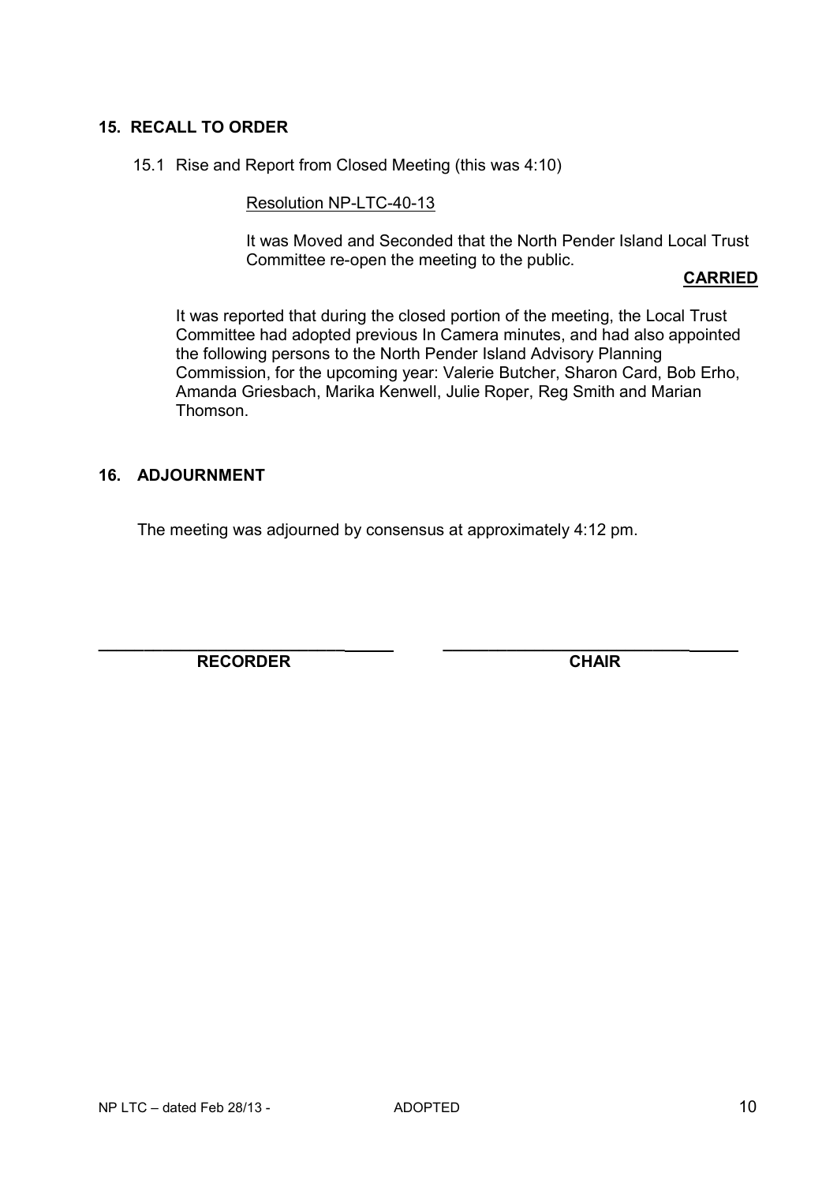## 15. RECALL TO ORDER

15.1 Rise and Report from Closed Meeting (this was 4:10)

Resolution NP-LTC-40-13

It was Moved and Seconded that the North Pender Island Local Trust Committee re-open the meeting to the public.

**CARRIED**

It was reported that during the closed portion of the meeting, the Local Trust Committee had adopted previous In Camera minutes, and had also appointed the following persons to the North Pender Island Advisory Planning Commission, for the upcoming year: Valerie Butcher, Sharon Card, Bob Erho, Amanda Griesbach, Marika Kenwell, Julie Roper, Reg Smith and Marian Thomson.

## 16. ADJOURNMENT

The meeting was adjourned by consensus at approximately 4:12 pm.

\_\_\_\_\_\_\_\_\_\_\_\_\_\_\_\_\_\_\_\_\_\_\_\_\_\_\_\_\_\_\_\_\_\_\_
**RECORDER**

\_\_\_\_\_\_\_\_\_\_\_\_\_\_\_\_\_\_\_\_\_\_\_\_\_\_\_\_\_\_\_\_\_\_\_
**CHAIR**

NP LTC – dated Feb 28/13 - ADOPTED